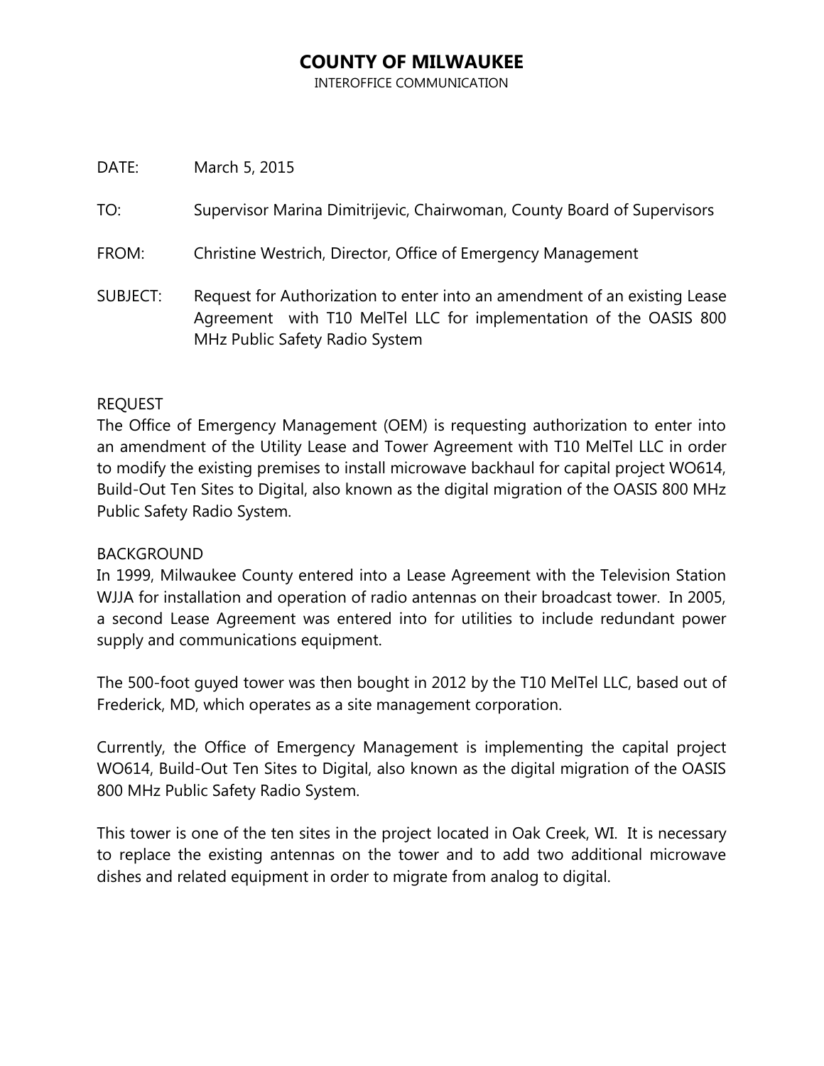# COUNTY OF MILWAUKEE

INTEROFFICE COMMUNICATION

DATE: March 5, 2015

TO: Supervisor Marina Dimitrijevic, Chairwoman, County Board of Supervisors

FROM: Christine Westrich, Director, Office of Emergency Management

SUBJECT: Request for Authorization to enter into an amendment of an existing Lease Agreement with T10 MelTel LLC for implementation of the OASIS 800 MHz Public Safety Radio System

REQUEST

The Office of Emergency Management (OEM) is requesting authorization to enter into an amendment of the Utility Lease and Tower Agreement with T10 MelTel LLC in order to modify the existing premises to install microwave backhaul for capital project WO614, Build-Out Ten Sites to Digital, also known as the digital migration of the OASIS 800 MHz Public Safety Radio System.

BACKGROUND

In 1999, Milwaukee County entered into a Lease Agreement with the Television Station WJJA for installation and operation of radio antennas on their broadcast tower. In 2005, a second Lease Agreement was entered into for utilities to include redundant power supply and communications equipment.

The 500-foot guyed tower was then bought in 2012 by the T10 MelTel LLC, based out of Frederick, MD, which operates as a site management corporation.

Currently, the Office of Emergency Management is implementing the capital project WO614, Build-Out Ten Sites to Digital, also known as the digital migration of the OASIS 800 MHz Public Safety Radio System.

This tower is one of the ten sites in the project located in Oak Creek, WI. It is necessary to replace the existing antennas on the tower and to add two additional microwave dishes and related equipment in order to migrate from analog to digital.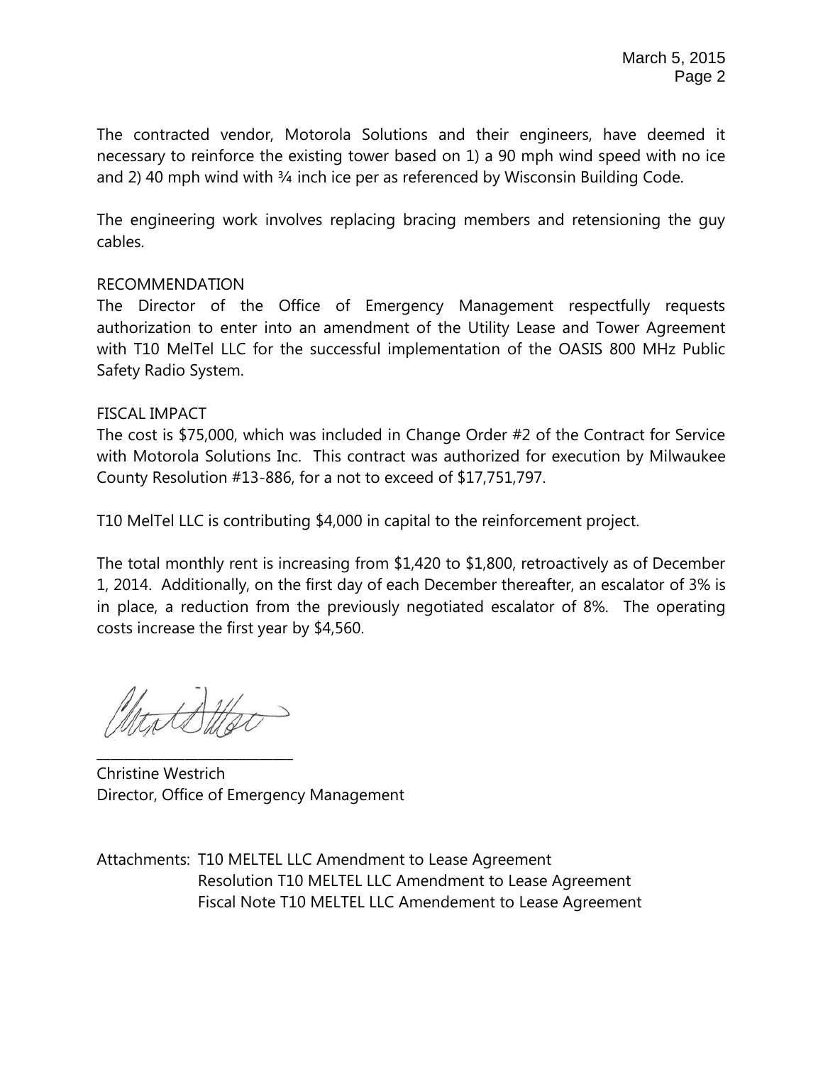The contracted vendor, Motorola Solutions and their engineers, have deemed it necessary to reinforce the existing tower based on 1) a 90 mph wind speed with no ice and 2) 40 mph wind with ¾ inch ice per as referenced by Wisconsin Building Code.

The engineering work involves replacing bracing members and retensioning the guy cables.

RECOMMENDATION

The Director of the Office of Emergency Management respectfully requests authorization to enter into an amendment of the Utility Lease and Tower Agreement with T10 MelTel LLC for the successful implementation of the OASIS 800 MHz Public Safety Radio System.

FISCAL IMPACT

The cost is $75,000, which was included in Change Order #2 of the Contract for Service with Motorola Solutions Inc. This contract was authorized for execution by Milwaukee County Resolution #13-886, for a not to exceed of $17,751,797.

T10 MelTel LLC is contributing $4,000 in capital to the reinforcement project.

The total monthly rent is increasing from $1,420 to $1,800, retroactively as of December 1, 2014. Additionally, on the first day of each December thereafter, an escalator of 3% is in place, a reduction from the previously negotiated escalator of 8%. The operating costs increase the first year by $4,560.

______________________________

Christine Westrich
Director, Office of Emergency Management

Attachments: T10 MELTEL LLC Amendment to Lease Agreement
Resolution T10 MELTEL LLC Amendment to Lease Agreement
Fiscal Note T10 MELTEL LLC Amendement to Lease Agreement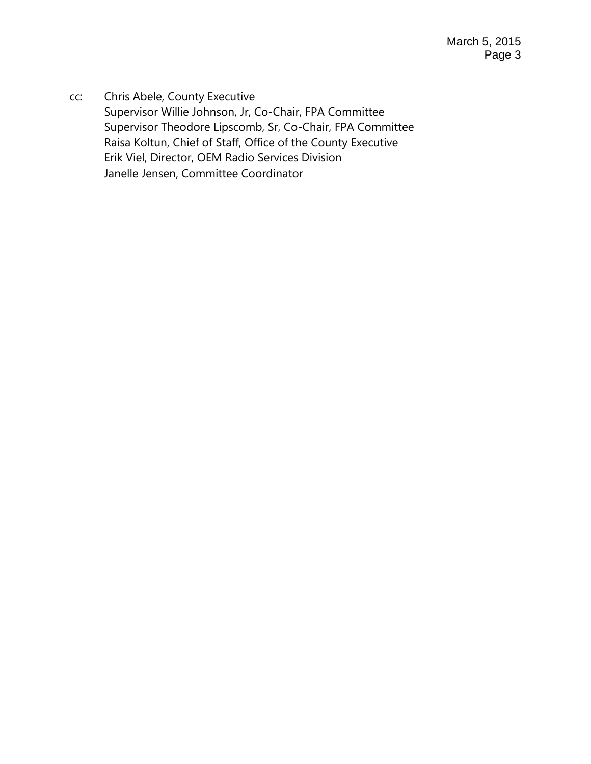cc: Chris Abele, County Executive
Supervisor Willie Johnson, Jr, Co-Chair, FPA Committee
Supervisor Theodore Lipscomb, Sr, Co-Chair, FPA Committee
Raisa Koltun, Chief of Staff, Office of the County Executive
Erik Viel, Director, OEM Radio Services Division
Janelle Jensen, Committee Coordinator